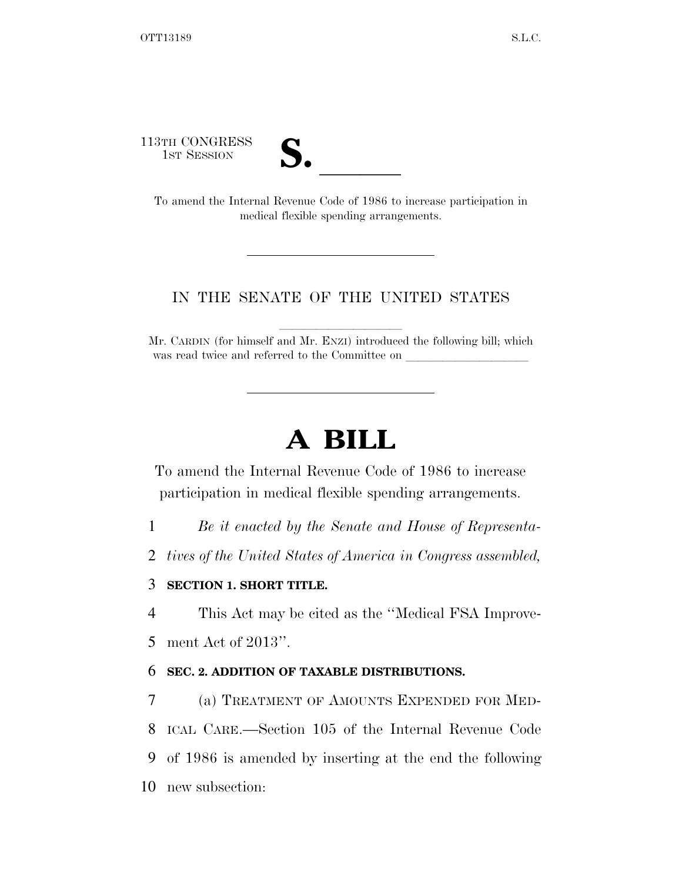113TH CONGRESS
1ST SESSION

# S. \_\_\_\_\_\_

To amend the Internal Revenue Code of 1986 to increase participation in medical flexible spending arrangements.

---

IN THE SENATE OF THE UNITED STATES

Mr. CARDIN (for himself and Mr. ENZI) introduced the following bill; which was read twice and referred to the Committee on \_\_\_\_\_\_\_\_\_\_\_\_\_\_\_\_\_\_\_\_

---

# A BILL

To amend the Internal Revenue Code of 1986 to increase participation in medical flexible spending arrangements.

1 *Be it enacted by the Senate and House of Representa-*
2 *tives of the United States of America in Congress assembled,*

3 **SECTION 1. SHORT TITLE.**

4 This Act may be cited as the ''Medical FSA Improve-
5 ment Act of 2013''.

6 **SEC. 2. ADDITION OF TAXABLE DISTRIBUTIONS.**

7 (a) TREATMENT OF AMOUNTS EXPENDED FOR MED-
8 ICAL CARE.—Section 105 of the Internal Revenue Code
9 of 1986 is amended by inserting at the end the following
10 new subsection: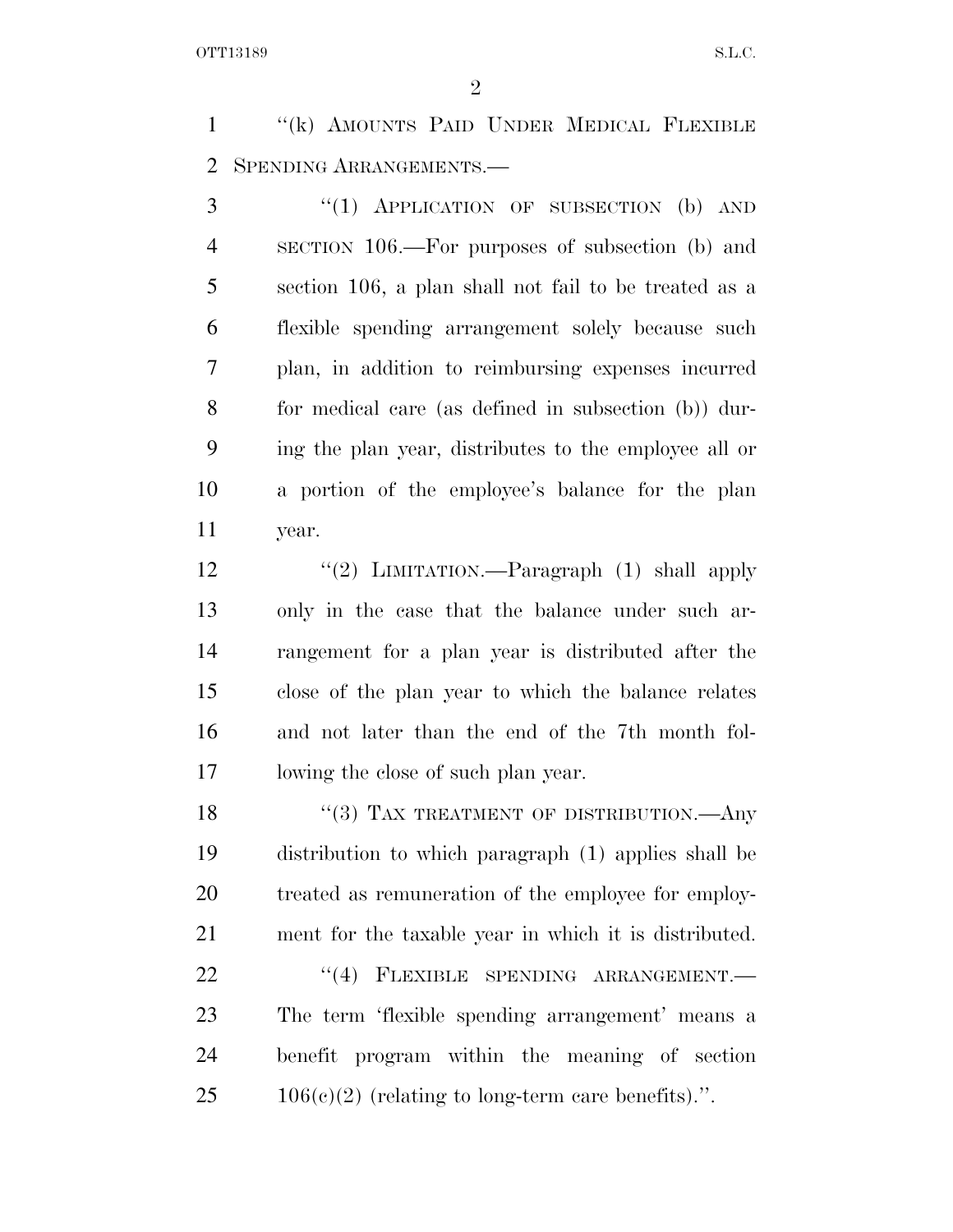"(k) AMOUNTS PAID UNDER MEDICAL FLEXIBLE SPENDING ARRANGEMENTS.—

"(1) APPLICATION OF SUBSECTION (b) AND SECTION 106.—For purposes of subsection (b) and section 106, a plan shall not fail to be treated as a flexible spending arrangement solely because such plan, in addition to reimbursing expenses incurred for medical care (as defined in subsection (b)) during the plan year, distributes to the employee all or a portion of the employee's balance for the plan year.

"(2) LIMITATION.—Paragraph (1) shall apply only in the case that the balance under such arrangement for a plan year is distributed after the close of the plan year to which the balance relates and not later than the end of the 7th month following the close of such plan year.

"(3) TAX TREATMENT OF DISTRIBUTION.—Any distribution to which paragraph (1) applies shall be treated as remuneration of the employee for employment for the taxable year in which it is distributed.

"(4) FLEXIBLE SPENDING ARRANGEMENT.—The term 'flexible spending arrangement' means a benefit program within the meaning of section 106(c)(2) (relating to long-term care benefits).".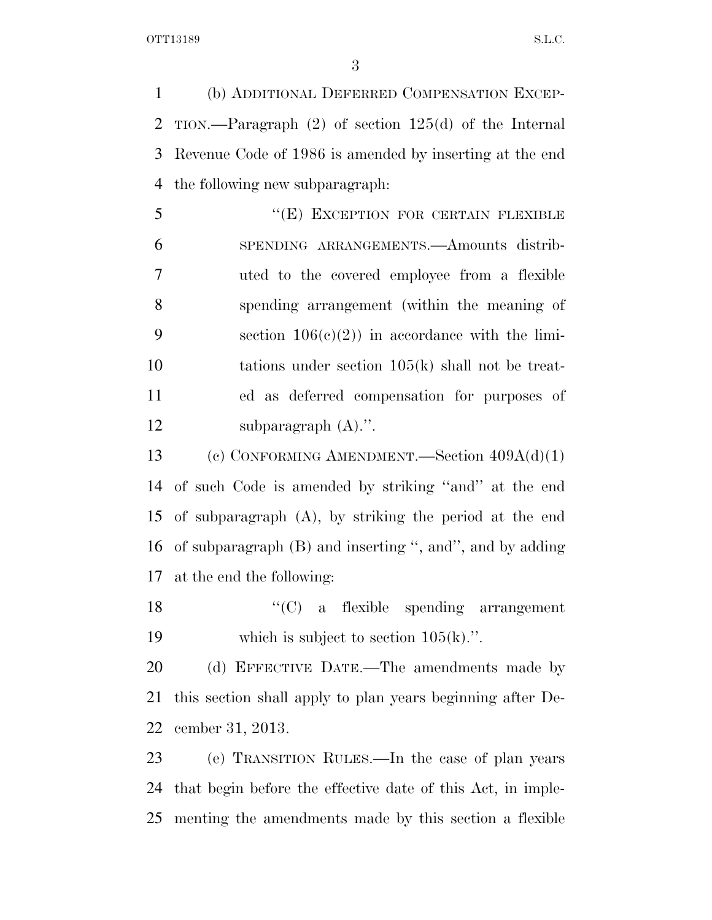(b) ADDITIONAL DEFERRED COMPENSATION EXCEPTION.—Paragraph (2) of section 125(d) of the Internal Revenue Code of 1986 is amended by inserting at the end the following new subparagraph:

> ''(E) EXCEPTION FOR CERTAIN FLEXIBLE SPENDING ARRANGEMENTS.—Amounts distributed to the covered employee from a flexible spending arrangement (within the meaning of section 106(c)(2)) in accordance with the limitations under section 105(k) shall not be treated as deferred compensation for purposes of subparagraph (A).''.

(c) CONFORMING AMENDMENT.—Section 409A(d)(1) of such Code is amended by striking ''and'' at the end of subparagraph (A), by striking the period at the end of subparagraph (B) and inserting '', and'', and by adding at the end the following:

> ''(C) a flexible spending arrangement which is subject to section 105(k).''.

(d) EFFECTIVE DATE.—The amendments made by this section shall apply to plan years beginning after December 31, 2013.

(e) TRANSITION RULES.—In the case of plan years that begin before the effective date of this Act, in implementing the amendments made by this section a flexible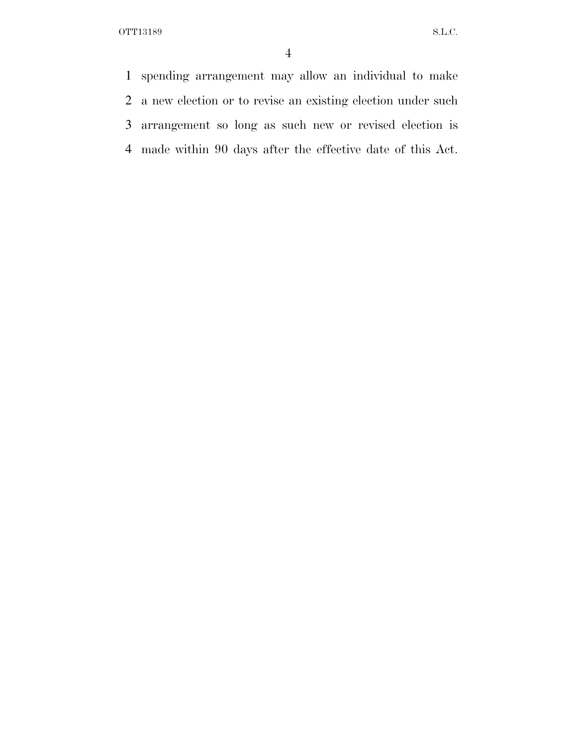spending arrangement may allow an individual to make a new election or to revise an existing election under such arrangement so long as such new or revised election is made within 90 days after the effective date of this Act.